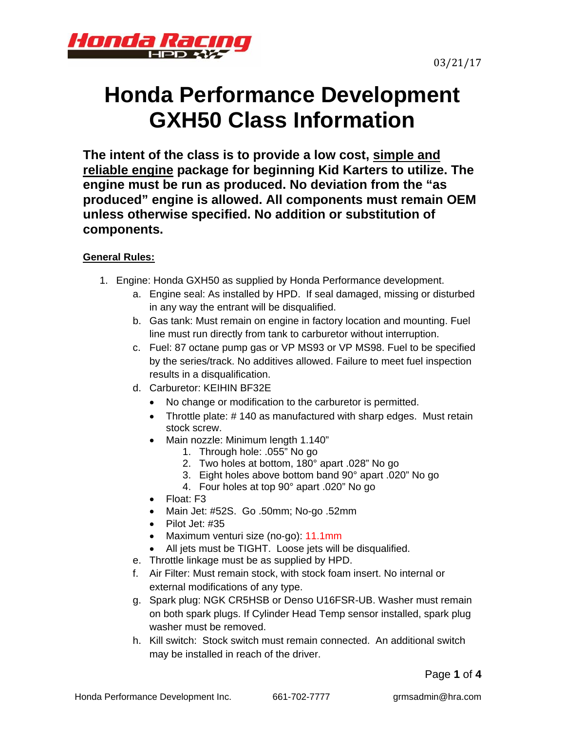03/21/17

# Honda Performance Development GXH50 Class Information

**The intent of the class is to provide a low cost, <u>simple and reliable engine</u> package for beginning Kid Karters to utilize. The engine must be run as produced. No deviation from the "as produced" engine is allowed. All components must remain OEM unless otherwise specified. No addition or substitution of components.**

**<u>General Rules:</u>**

1. Engine: Honda GXH50 as supplied by Honda Performance development.
    a. Engine seal: As installed by HPD. If seal damaged, missing or disturbed in any way the entrant will be disqualified.
    b. Gas tank: Must remain on engine in factory location and mounting. Fuel line must run directly from tank to carburetor without interruption.
    c. Fuel: 87 octane pump gas or VP MS93 or VP MS98. Fuel to be specified by the series/track. No additives allowed. Failure to meet fuel inspection results in a disqualification.
    d. Carburetor: KEIHIN BF32E
        - No change or modification to the carburetor is permitted.
        - Throttle plate: # 140 as manufactured with sharp edges. Must retain stock screw.
        - Main nozzle: Minimum length 1.140"
            1. Through hole: .055" No go
            2. Two holes at bottom, 180° apart .028" No go
            3. Eight holes above bottom band 90° apart .020" No go
            4. Four holes at top 90° apart .020" No go
        - Float: F3
        - Main Jet: #52S. Go .50mm; No-go .52mm
        - Pilot Jet: #35
        - Maximum venturi size (no-go): 11.1mm
        - All jets must be TIGHT. Loose jets will be disqualified.
    e. Throttle linkage must be as supplied by HPD.
    f. Air Filter: Must remain stock, with stock foam insert. No internal or external modifications of any type.
    g. Spark plug: NGK CR5HSB or Denso U16FSR-UB. Washer must remain on both spark plugs. If Cylinder Head Temp sensor installed, spark plug washer must be removed.
    h. Kill switch: Stock switch must remain connected. An additional switch may be installed in reach of the driver.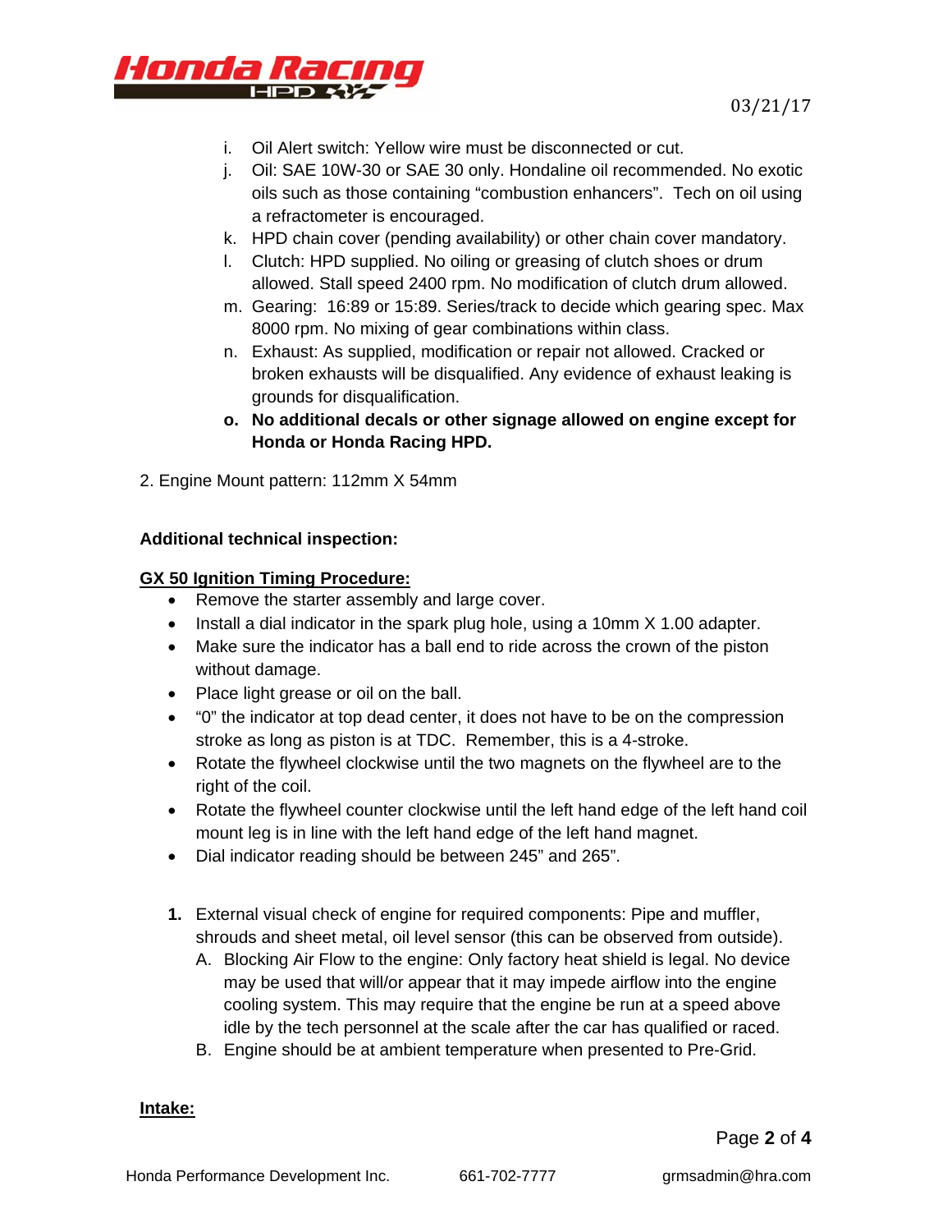i. Oil Alert switch: Yellow wire must be disconnected or cut.
j. Oil: SAE 10W-30 or SAE 30 only. Hondaline oil recommended. No exotic oils such as those containing "combustion enhancers". Tech on oil using a refractometer is encouraged.
k. HPD chain cover (pending availability) or other chain cover mandatory.
l. Clutch: HPD supplied. No oiling or greasing of clutch shoes or drum allowed. Stall speed 2400 rpm. No modification of clutch drum allowed.
m. Gearing: 16:89 or 15:89. Series/track to decide which gearing spec. Max 8000 rpm. No mixing of gear combinations within class.
n. Exhaust: As supplied, modification or repair not allowed. Cracked or broken exhausts will be disqualified. Any evidence of exhaust leaking is grounds for disqualification.
**o. No additional decals or other signage allowed on engine except for Honda or Honda Racing HPD.**

2. Engine Mount pattern: 112mm X 54mm

**Additional technical inspection:**

**GX 50 Ignition Timing Procedure:**

- Remove the starter assembly and large cover.
- Install a dial indicator in the spark plug hole, using a 10mm X 1.00 adapter.
- Make sure the indicator has a ball end to ride across the crown of the piston without damage.
- Place light grease or oil on the ball.
- "0" the indicator at top dead center, it does not have to be on the compression stroke as long as piston is at TDC. Remember, this is a 4-stroke.
- Rotate the flywheel clockwise until the two magnets on the flywheel are to the right of the coil.
- Rotate the flywheel counter clockwise until the left hand edge of the left hand coil mount leg is in line with the left hand edge of the left hand magnet.
- Dial indicator reading should be between 245" and 265".

**1.** External visual check of engine for required components: Pipe and muffler, shrouds and sheet metal, oil level sensor (this can be observed from outside).
   A. Blocking Air Flow to the engine: Only factory heat shield is legal. No device may be used that will/or appear that it may impede airflow into the engine cooling system. This may require that the engine be run at a speed above idle by the tech personnel at the scale after the car has qualified or raced.
   B. Engine should be at ambient temperature when presented to Pre-Grid.

**Intake:**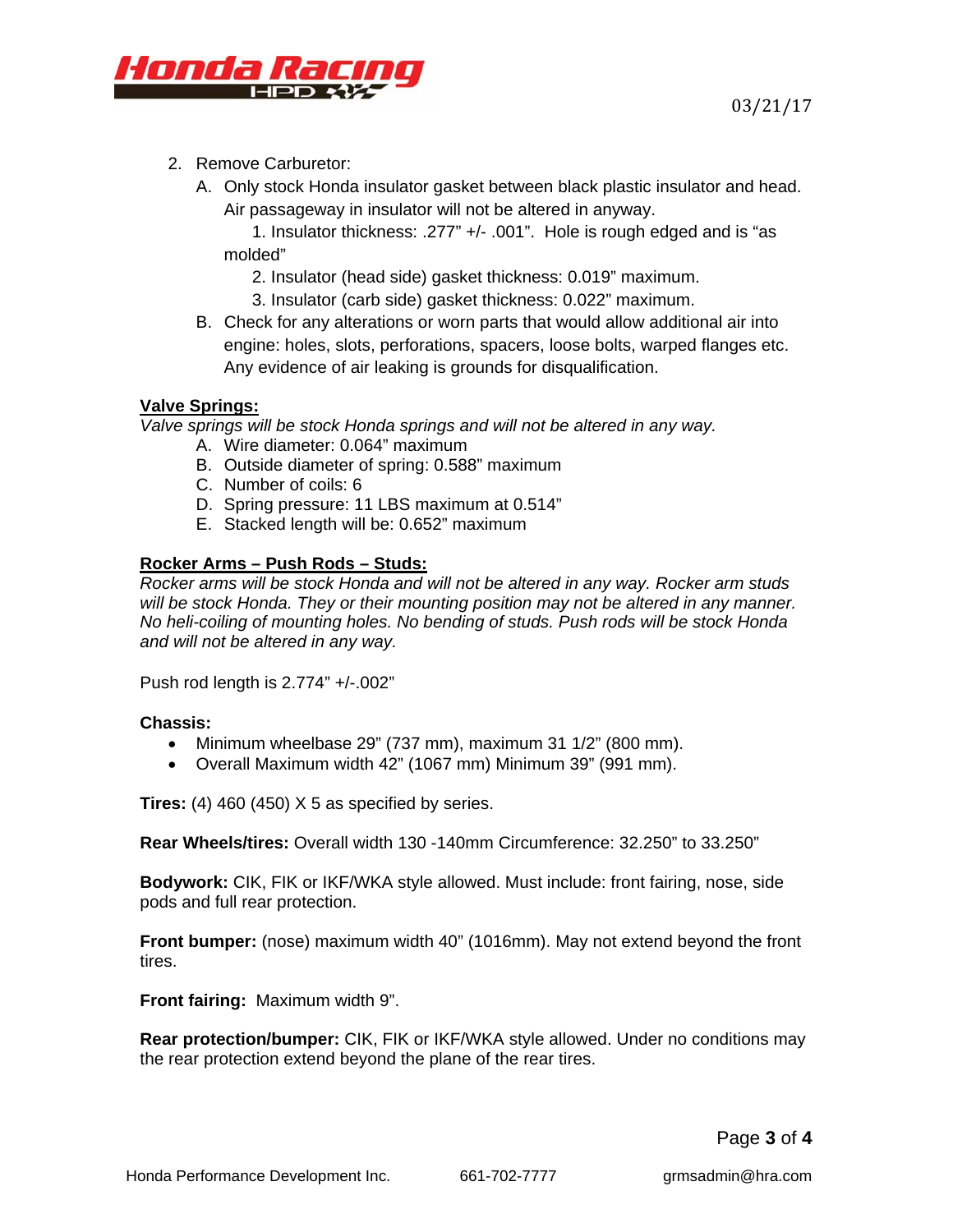2. Remove Carburetor:
   A. Only stock Honda insulator gasket between black plastic insulator and head. Air passageway in insulator will not be altered in anyway.
      1. Insulator thickness: .277" +/- .001". Hole is rough edged and is "as molded"
      2. Insulator (head side) gasket thickness: 0.019" maximum.
      3. Insulator (carb side) gasket thickness: 0.022" maximum.
   B. Check for any alterations or worn parts that would allow additional air into engine: holes, slots, perforations, spacers, loose bolts, warped flanges etc. Any evidence of air leaking is grounds for disqualification.

**Valve Springs:**

*Valve springs will be stock Honda springs and will not be altered in any way.*

A. Wire diameter: 0.064" maximum
B. Outside diameter of spring: 0.588" maximum
C. Number of coils: 6
D. Spring pressure: 11 LBS maximum at 0.514"
E. Stacked length will be: 0.652" maximum

**Rocker Arms – Push Rods – Studs:**

*Rocker arms will be stock Honda and will not be altered in any way. Rocker arm studs will be stock Honda. They or their mounting position may not be altered in any manner. No heli-coiling of mounting holes. No bending of studs. Push rods will be stock Honda and will not be altered in any way.*

Push rod length is 2.774" +/-.002"

**Chassis:**

- Minimum wheelbase 29" (737 mm), maximum 31 1/2" (800 mm).
- Overall Maximum width 42" (1067 mm) Minimum 39" (991 mm).

**Tires:** (4) 460 (450) X 5 as specified by series.

**Rear Wheels/tires:** Overall width 130 -140mm Circumference: 32.250" to 33.250"

**Bodywork:** CIK, FIK or IKF/WKA style allowed. Must include: front fairing, nose, side pods and full rear protection.

**Front bumper:** (nose) maximum width 40" (1016mm). May not extend beyond the front tires.

**Front fairing:** Maximum width 9".

**Rear protection/bumper:** CIK, FIK or IKF/WKA style allowed. Under no conditions may the rear protection extend beyond the plane of the rear tires.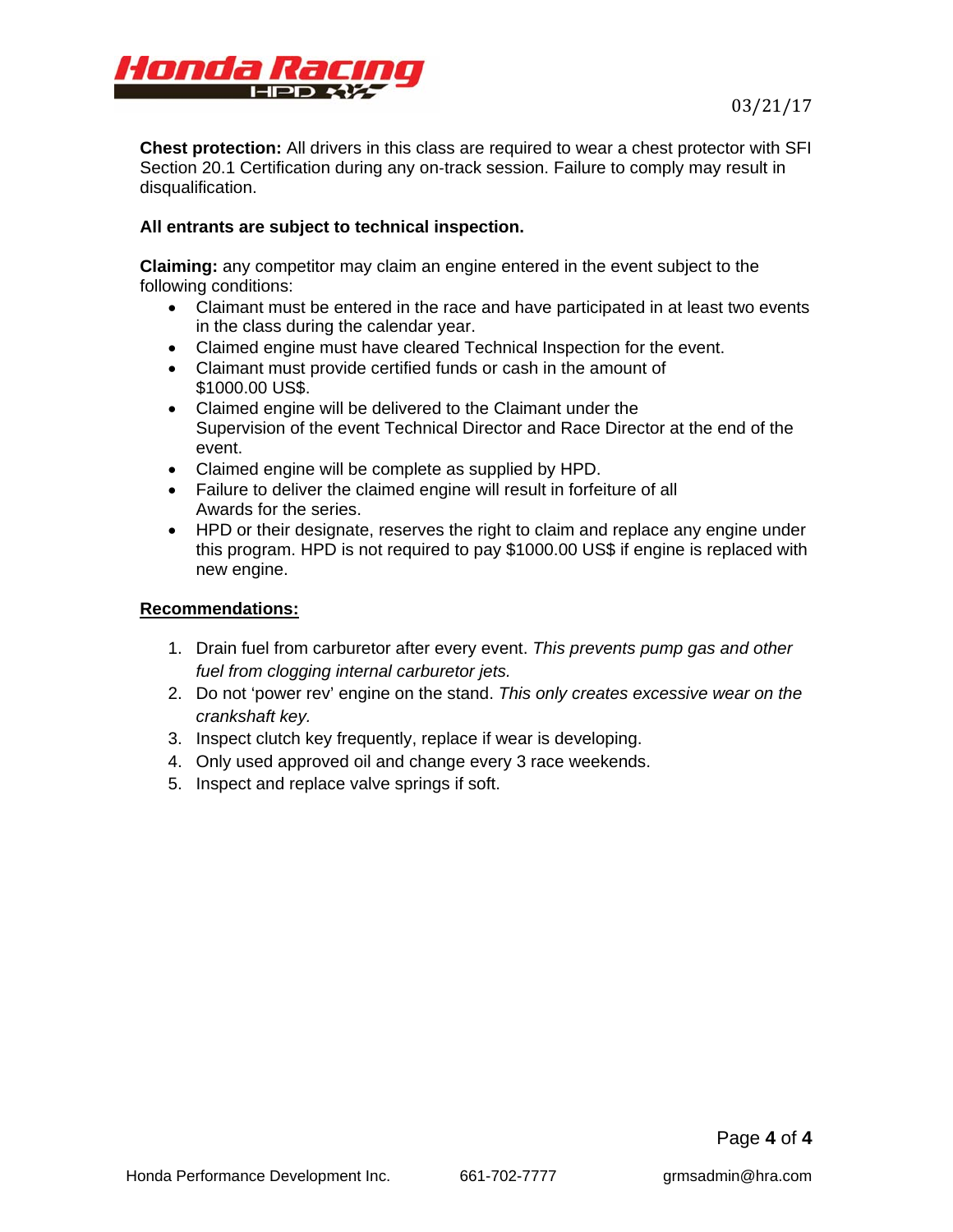**Chest protection:** All drivers in this class are required to wear a chest protector with SFI Section 20.1 Certification during any on-track session. Failure to comply may result in disqualification.

**All entrants are subject to technical inspection.**

**Claiming:** any competitor may claim an engine entered in the event subject to the following conditions:

- Claimant must be entered in the race and have participated in at least two events in the class during the calendar year.
- Claimed engine must have cleared Technical Inspection for the event.
- Claimant must provide certified funds or cash in the amount of $1000.00 US$.
- Claimed engine will be delivered to the Claimant under the Supervision of the event Technical Director and Race Director at the end of the event.
- Claimed engine will be complete as supplied by HPD.
- Failure to deliver the claimed engine will result in forfeiture of all Awards for the series.
- HPD or their designate, reserves the right to claim and replace any engine under this program. HPD is not required to pay $1000.00 US$ if engine is replaced with new engine.

**<u>Recommendations:</u>**

1. Drain fuel from carburetor after every event. *This prevents pump gas and other fuel from clogging internal carburetor jets.*
2. Do not 'power rev' engine on the stand. *This only creates excessive wear on the crankshaft key.*
3. Inspect clutch key frequently, replace if wear is developing.
4. Only used approved oil and change every 3 race weekends.
5. Inspect and replace valve springs if soft.